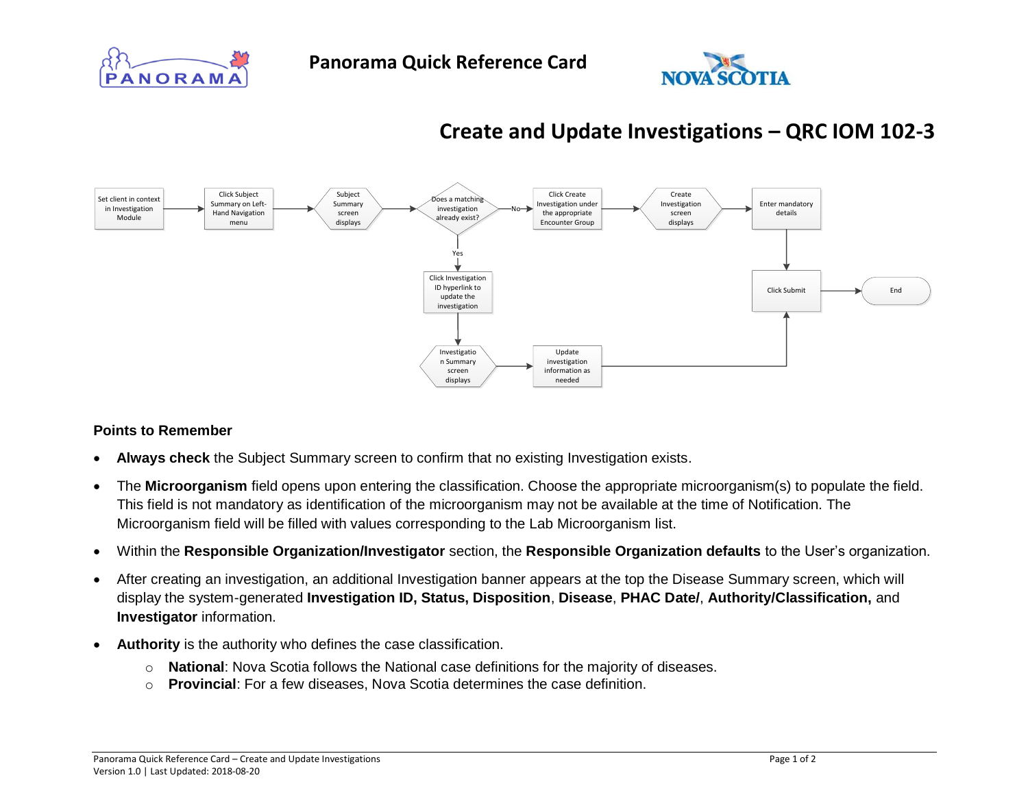**Panorama Quick Reference Card**

# Create and Update Investigations – QRC IOM 102-3

Set client in context in Investigation Module → Click Subject Summary on Left-Hand Navigation menu → Subject Summary screen displays → Does a matching investigation already exist?

- No → Click Create Investigation under the appropriate Encounter Group → Create Investigation screen displays → Enter mandatory details → Click Submit → End
- Yes → Click Investigation ID hyperlink to update the investigation → Investigation Summary screen displays → Update investigation information as needed → Click Submit → End

## Points to Remember

- **Always check** the Subject Summary screen to confirm that no existing Investigation exists.
- The **Microorganism** field opens upon entering the classification. Choose the appropriate microorganism(s) to populate the field. This field is not mandatory as identification of the microorganism may not be available at the time of Notification. The Microorganism field will be filled with values corresponding to the Lab Microorganism list.
- Within the **Responsible Organization/Investigator** section, the **Responsible Organization defaults** to the User's organization.
- After creating an investigation, an additional Investigation banner appears at the top the Disease Summary screen, which will display the system-generated **Investigation ID, Status, Disposition**, **Disease**, **PHAC Date/**, **Authority/Classification,** and **Investigator** information.
- **Authority** is the authority who defines the case classification.
  - **National**: Nova Scotia follows the National case definitions for the majority of diseases.
  - **Provincial**: For a few diseases, Nova Scotia determines the case definition.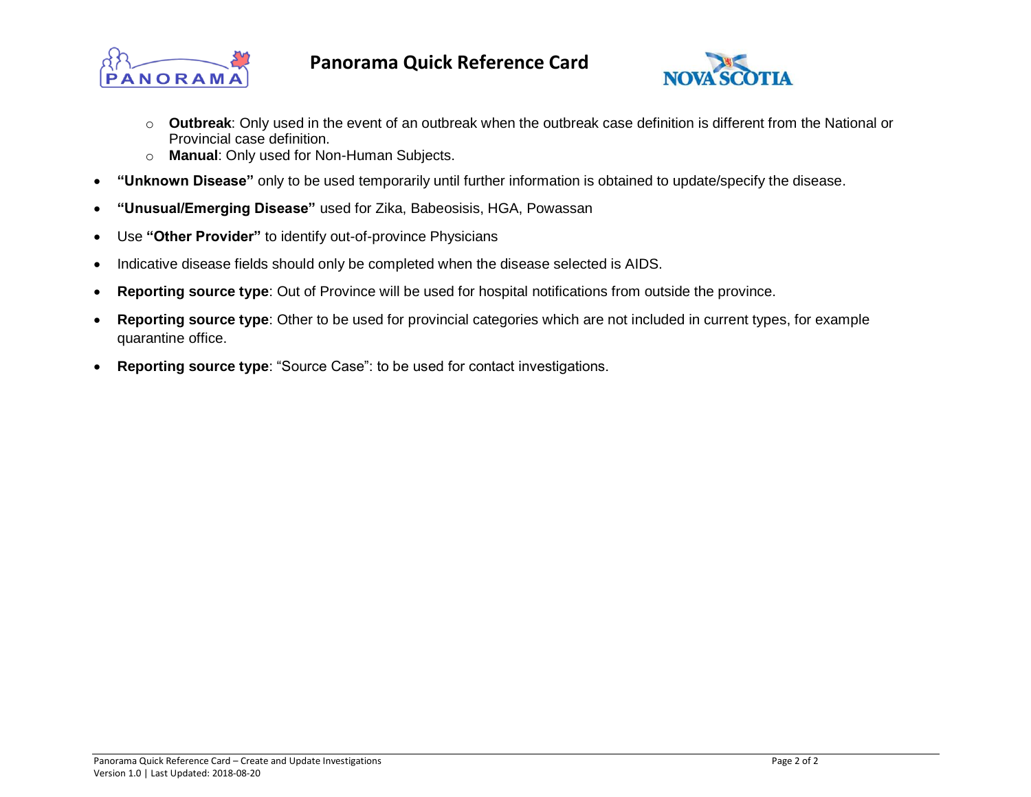- **Outbreak**: Only used in the event of an outbreak when the outbreak case definition is different from the National or Provincial case definition.
  - **Manual**: Only used for Non-Human Subjects.
- **"Unknown Disease"** only to be used temporarily until further information is obtained to update/specify the disease.
- **"Unusual/Emerging Disease"** used for Zika, Babeosisis, HGA, Powassan
- Use **"Other Provider"** to identify out-of-province Physicians
- Indicative disease fields should only be completed when the disease selected is AIDS.
- **Reporting source type**: Out of Province will be used for hospital notifications from outside the province.
- **Reporting source type**: Other to be used for provincial categories which are not included in current types, for example quarantine office.
- **Reporting source type**: "Source Case": to be used for contact investigations.